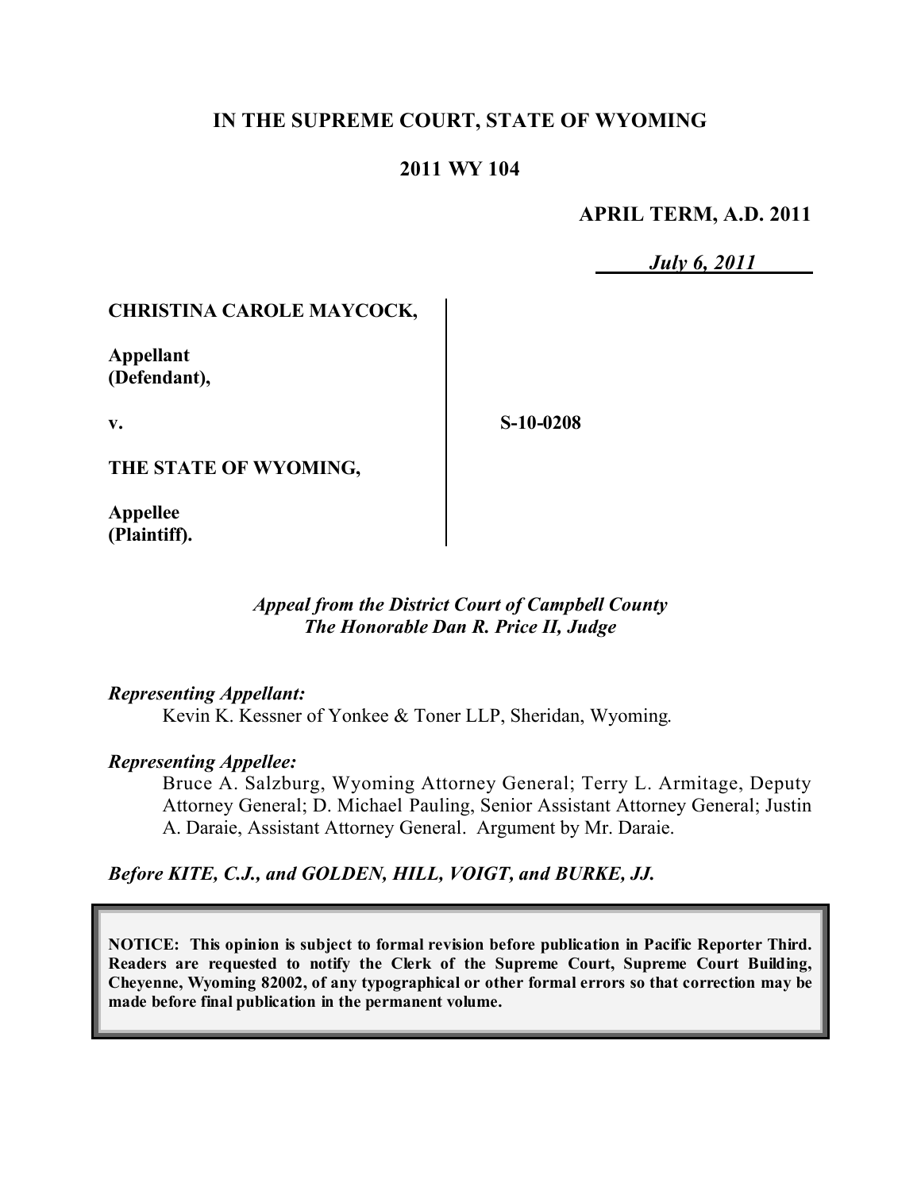# IN THE SUPREME COURT, STATE OF WYOMING

## 2011 WY 104

**APRIL TERM, A.D. 2011**

***July 6, 2011***

| | | |
|---|---|---|
| **CHRISTINA CAROLE MAYCOCK,** | | |
| **Appellant (Defendant),** | | |
| **v.** | | **S-10-0208** |
| **THE STATE OF WYOMING,** | | |
| **Appellee (Plaintiff).** | | |

*Appeal from the District Court of Campbell County*
*The Honorable Dan R. Price II, Judge*

***Representing Appellant:***

Kevin K. Kessner of Yonkee & Toner LLP, Sheridan, Wyoming.

***Representing Appellee:***

Bruce A. Salzburg, Wyoming Attorney General; Terry L. Armitage, Deputy Attorney General; D. Michael Pauling, Senior Assistant Attorney General; Justin A. Daraie, Assistant Attorney General. Argument by Mr. Daraie.

***Before KITE, C.J., and GOLDEN, HILL, VOIGT, and BURKE, JJ.***

**NOTICE: This opinion is subject to formal revision before publication in Pacific Reporter Third. Readers are requested to notify the Clerk of the Supreme Court, Supreme Court Building, Cheyenne, Wyoming 82002, of any typographical or other formal errors so that correction may be made before final publication in the permanent volume.**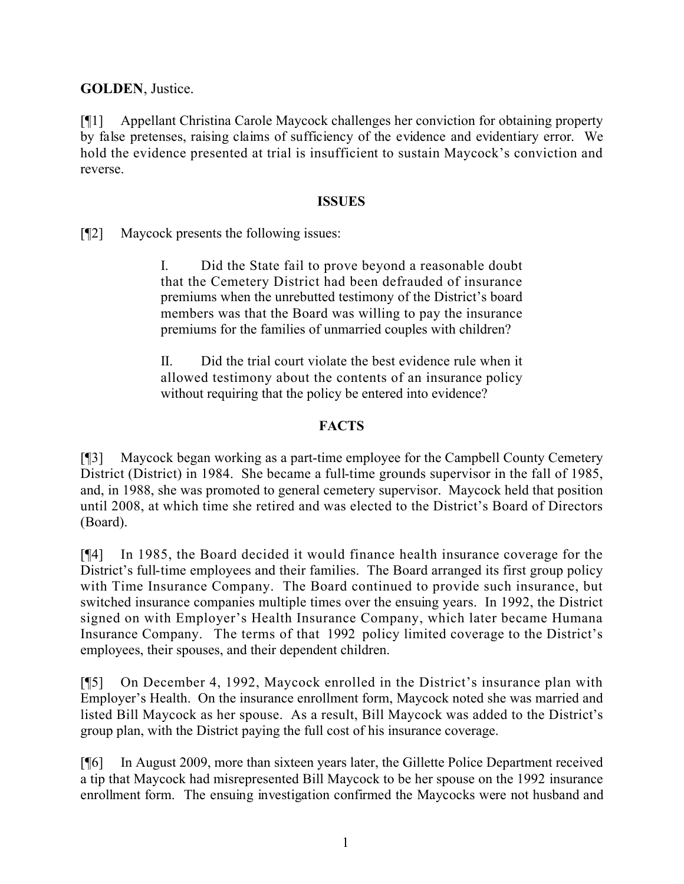**GOLDEN**, Justice.

[¶1] Appellant Christina Carole Maycock challenges her conviction for obtaining property by false pretenses, raising claims of sufficiency of the evidence and evidentiary error. We hold the evidence presented at trial is insufficient to sustain Maycock's conviction and reverse.

## ISSUES

[¶2] Maycock presents the following issues:

> I. Did the State fail to prove beyond a reasonable doubt that the Cemetery District had been defrauded of insurance premiums when the unrebutted testimony of the District's board members was that the Board was willing to pay the insurance premiums for the families of unmarried couples with children?
>
> II. Did the trial court violate the best evidence rule when it allowed testimony about the contents of an insurance policy without requiring that the policy be entered into evidence?

## FACTS

[¶3] Maycock began working as a part-time employee for the Campbell County Cemetery District (District) in 1984. She became a full-time grounds supervisor in the fall of 1985, and, in 1988, she was promoted to general cemetery supervisor. Maycock held that position until 2008, at which time she retired and was elected to the District's Board of Directors (Board).

[¶4] In 1985, the Board decided it would finance health insurance coverage for the District's full-time employees and their families. The Board arranged its first group policy with Time Insurance Company. The Board continued to provide such insurance, but switched insurance companies multiple times over the ensuing years. In 1992, the District signed on with Employer's Health Insurance Company, which later became Humana Insurance Company. The terms of that 1992 policy limited coverage to the District's employees, their spouses, and their dependent children.

[¶5] On December 4, 1992, Maycock enrolled in the District's insurance plan with Employer's Health. On the insurance enrollment form, Maycock noted she was married and listed Bill Maycock as her spouse. As a result, Bill Maycock was added to the District's group plan, with the District paying the full cost of his insurance coverage.

[¶6] In August 2009, more than sixteen years later, the Gillette Police Department received a tip that Maycock had misrepresented Bill Maycock to be her spouse on the 1992 insurance enrollment form. The ensuing investigation confirmed the Maycocks were not husband and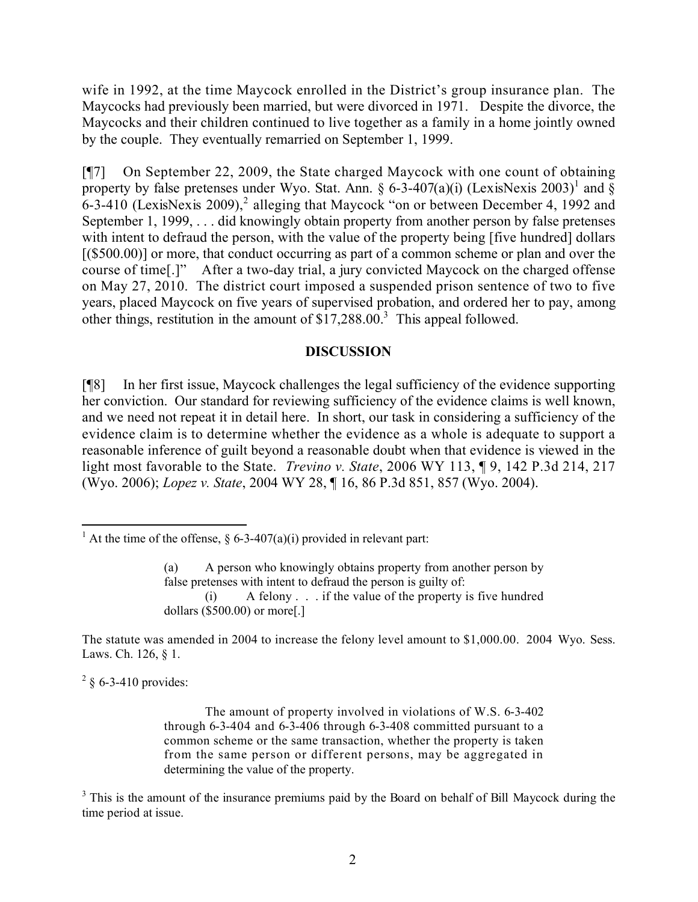wife in 1992, at the time Maycock enrolled in the District's group insurance plan. The Maycocks had previously been married, but were divorced in 1971. Despite the divorce, the Maycocks and their children continued to live together as a family in a home jointly owned by the couple. They eventually remarried on September 1, 1999.

[¶7] On September 22, 2009, the State charged Maycock with one count of obtaining property by false pretenses under Wyo. Stat. Ann. § 6-3-407(a)(i) (LexisNexis 2003)[1] and § 6-3-410 (LexisNexis 2009),[2] alleging that Maycock "on or between December 4, 1992 and September 1, 1999, . . . did knowingly obtain property from another person by false pretenses with intent to defraud the person, with the value of the property being [five hundred] dollars [($500.00)] or more, that conduct occurring as part of a common scheme or plan and over the course of time[.]" After a two-day trial, a jury convicted Maycock on the charged offense on May 27, 2010. The district court imposed a suspended prison sentence of two to five years, placed Maycock on five years of supervised probation, and ordered her to pay, among other things, restitution in the amount of $17,288.00.[3] This appeal followed.

## DISCUSSION

[¶8] In her first issue, Maycock challenges the legal sufficiency of the evidence supporting her conviction. Our standard for reviewing sufficiency of the evidence claims is well known, and we need not repeat it in detail here. In short, our task in considering a sufficiency of the evidence claim is to determine whether the evidence as a whole is adequate to support a reasonable inference of guilt beyond a reasonable doubt when that evidence is viewed in the light most favorable to the State. *Trevino v. State*, 2006 WY 113, ¶ 9, 142 P.3d 214, 217 (Wyo. 2006); *Lopez v. State*, 2004 WY 28, ¶ 16, 86 P.3d 851, 857 (Wyo. 2004).

---

[1] At the time of the offense, § 6-3-407(a)(i) provided in relevant part:

> (a) A person who knowingly obtains property from another person by false pretenses with intent to defraud the person is guilty of:
>
> (i) A felony . . . if the value of the property is five hundred dollars ($500.00) or more[.]

The statute was amended in 2004 to increase the felony level amount to $1,000.00. 2004 Wyo. Sess. Laws. Ch. 126, § 1.

[2] § 6-3-410 provides:

> The amount of property involved in violations of W.S. 6-3-402 through 6-3-404 and 6-3-406 through 6-3-408 committed pursuant to a common scheme or the same transaction, whether the property is taken from the same person or different persons, may be aggregated in determining the value of the property.

[3] This is the amount of the insurance premiums paid by the Board on behalf of Bill Maycock during the time period at issue.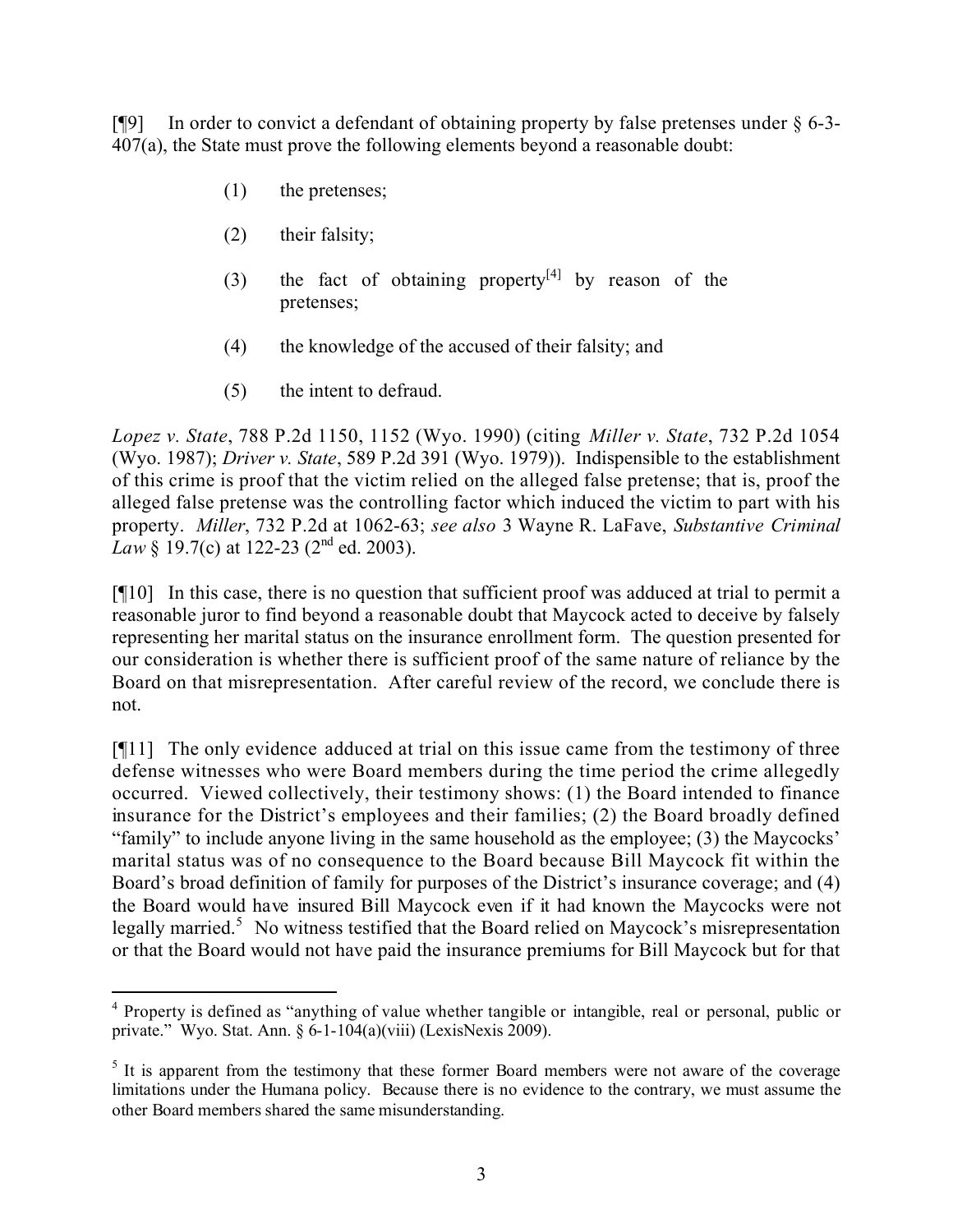[¶9] In order to convict a defendant of obtaining property by false pretenses under § 6-3-407(a), the State must prove the following elements beyond a reasonable doubt:

> (1) the pretenses;
>
> (2) their falsity;
>
> (3) the fact of obtaining property[4] by reason of the pretenses;
>
> (4) the knowledge of the accused of their falsity; and
>
> (5) the intent to defraud.

*Lopez v. State*, 788 P.2d 1150, 1152 (Wyo. 1990) (citing *Miller v. State*, 732 P.2d 1054 (Wyo. 1987); *Driver v. State*, 589 P.2d 391 (Wyo. 1979)). Indispensible to the establishment of this crime is proof that the victim relied on the alleged false pretense; that is, proof the alleged false pretense was the controlling factor which induced the victim to part with his property. *Miller*, 732 P.2d at 1062-63; *see also* 3 Wayne R. LaFave, *Substantive Criminal Law* § 19.7(c) at 122-23 (2nd ed. 2003).

[¶10] In this case, there is no question that sufficient proof was adduced at trial to permit a reasonable juror to find beyond a reasonable doubt that Maycock acted to deceive by falsely representing her marital status on the insurance enrollment form. The question presented for our consideration is whether there is sufficient proof of the same nature of reliance by the Board on that misrepresentation. After careful review of the record, we conclude there is not.

[¶11] The only evidence adduced at trial on this issue came from the testimony of three defense witnesses who were Board members during the time period the crime allegedly occurred. Viewed collectively, their testimony shows: (1) the Board intended to finance insurance for the District's employees and their families; (2) the Board broadly defined "family" to include anyone living in the same household as the employee; (3) the Maycocks' marital status was of no consequence to the Board because Bill Maycock fit within the Board's broad definition of family for purposes of the District's insurance coverage; and (4) the Board would have insured Bill Maycock even if it had known the Maycocks were not legally married.[5] No witness testified that the Board relied on Maycock's misrepresentation or that the Board would not have paid the insurance premiums for Bill Maycock but for that

---

[4] Property is defined as "anything of value whether tangible or intangible, real or personal, public or private." Wyo. Stat. Ann. § 6-1-104(a)(viii) (LexisNexis 2009).

[5] It is apparent from the testimony that these former Board members were not aware of the coverage limitations under the Humana policy. Because there is no evidence to the contrary, we must assume the other Board members shared the same misunderstanding.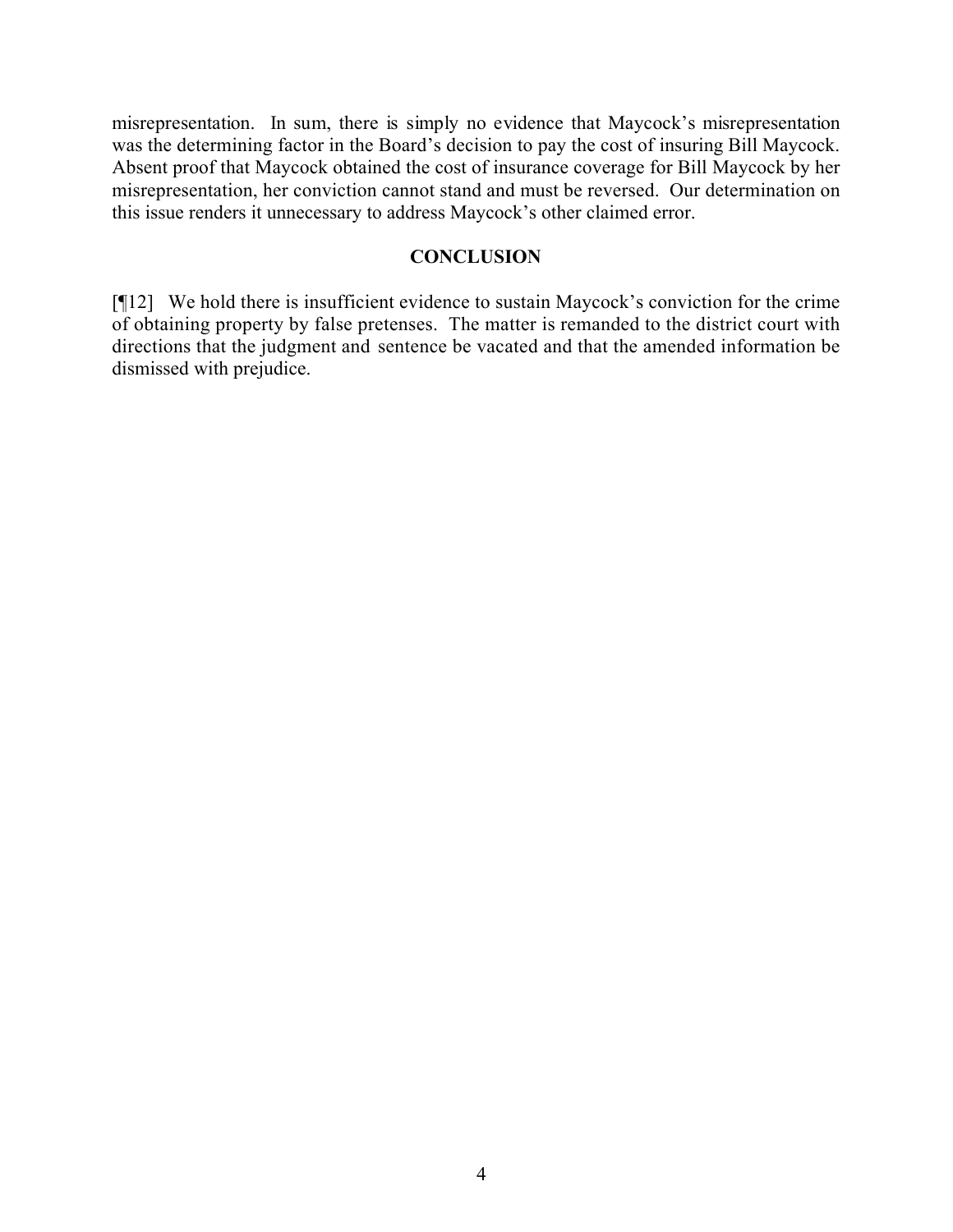misrepresentation. In sum, there is simply no evidence that Maycock's misrepresentation was the determining factor in the Board's decision to pay the cost of insuring Bill Maycock. Absent proof that Maycock obtained the cost of insurance coverage for Bill Maycock by her misrepresentation, her conviction cannot stand and must be reversed. Our determination on this issue renders it unnecessary to address Maycock's other claimed error.

## CONCLUSION

[¶12] We hold there is insufficient evidence to sustain Maycock's conviction for the crime of obtaining property by false pretenses. The matter is remanded to the district court with directions that the judgment and sentence be vacated and that the amended information be dismissed with prejudice.